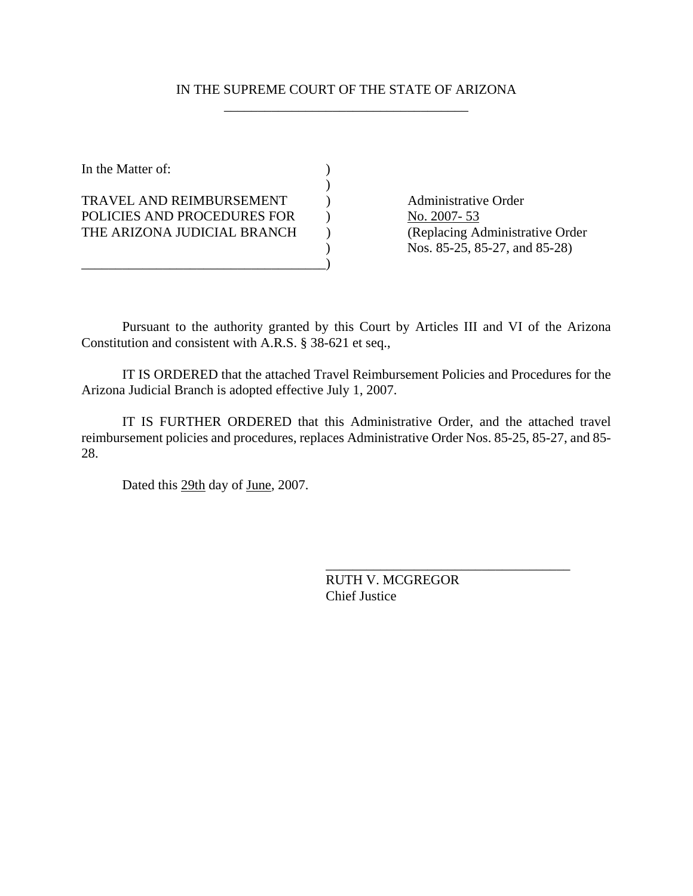IN THE SUPREME COURT OF THE STATE OF ARIZONA

| In the Matter of: | |
|---|---|
| TRAVEL AND REIMBURSEMENT POLICIES AND PROCEDURES FOR THE ARIZONA JUDICIAL BRANCH | Administrative Order No. 2007- 53 (Replacing Administrative Order Nos. 85-25, 85-27, and 85-28) |

Pursuant to the authority granted by this Court by Articles III and VI of the Arizona Constitution and consistent with A.R.S. § 38-621 et seq.,

IT IS ORDERED that the attached Travel Reimbursement Policies and Procedures for the Arizona Judicial Branch is adopted effective July 1, 2007.

IT IS FURTHER ORDERED that this Administrative Order, and the attached travel reimbursement policies and procedures, replaces Administrative Order Nos. 85-25, 85-27, and 85-28.

Dated this 29th day of June, 2007.

RUTH V. MCGREGOR
Chief Justice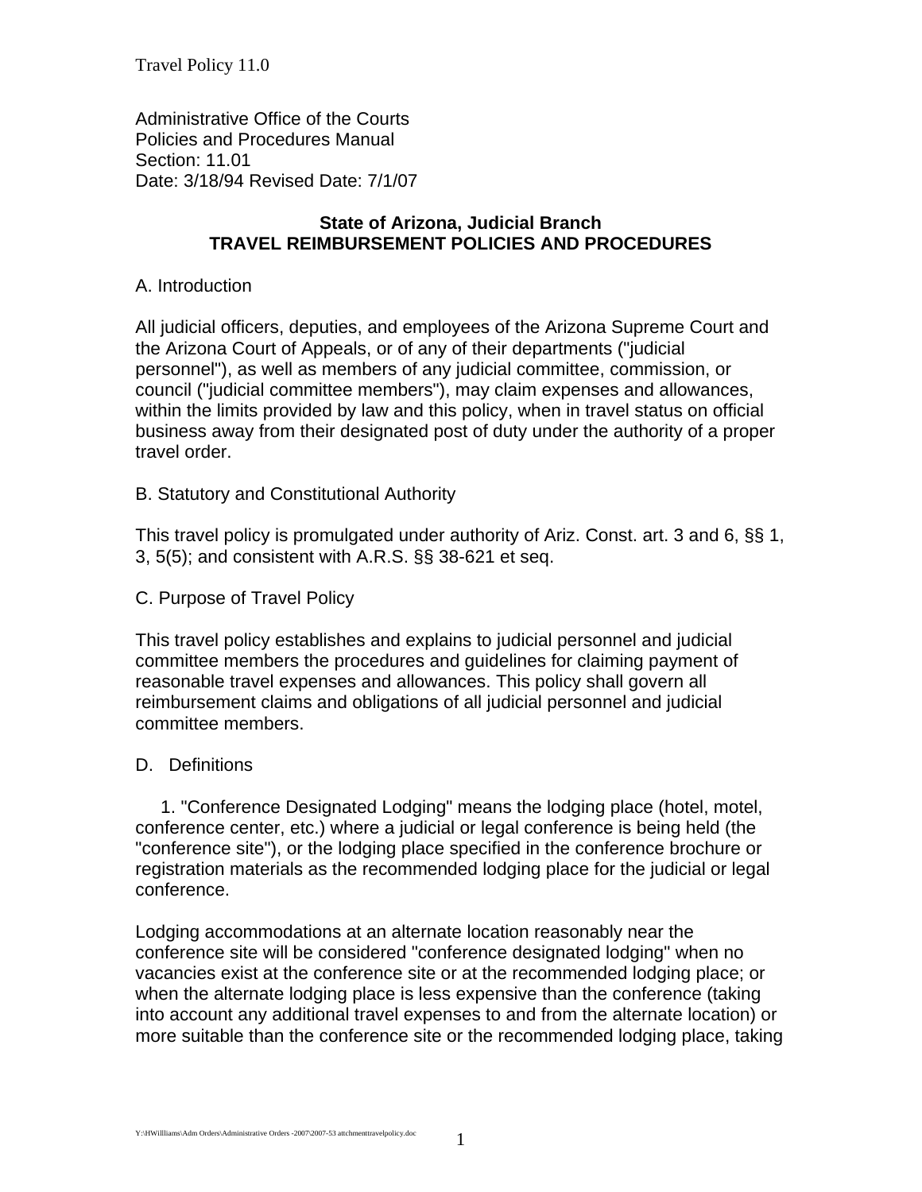Travel Policy 11.0

Administrative Office of the Courts
Policies and Procedures Manual
Section: 11.01
Date: 3/18/94 Revised Date: 7/1/07

**State of Arizona, Judicial Branch**
**TRAVEL REIMBURSEMENT POLICIES AND PROCEDURES**

A. Introduction

All judicial officers, deputies, and employees of the Arizona Supreme Court and the Arizona Court of Appeals, or of any of their departments ("judicial personnel"), as well as members of any judicial committee, commission, or council ("judicial committee members"), may claim expenses and allowances, within the limits provided by law and this policy, when in travel status on official business away from their designated post of duty under the authority of a proper travel order.

B. Statutory and Constitutional Authority

This travel policy is promulgated under authority of Ariz. Const. art. 3 and 6, §§ 1, 3, 5(5); and consistent with A.R.S. §§ 38-621 et seq.

C. Purpose of Travel Policy

This travel policy establishes and explains to judicial personnel and judicial committee members the procedures and guidelines for claiming payment of reasonable travel expenses and allowances. This policy shall govern all reimbursement claims and obligations of all judicial personnel and judicial committee members.

D. Definitions

1. "Conference Designated Lodging" means the lodging place (hotel, motel, conference center, etc.) where a judicial or legal conference is being held (the "conference site"), or the lodging place specified in the conference brochure or registration materials as the recommended lodging place for the judicial or legal conference.

Lodging accommodations at an alternate location reasonably near the conference site will be considered "conference designated lodging" when no vacancies exist at the conference site or at the recommended lodging place; or when the alternate lodging place is less expensive than the conference (taking into account any additional travel expenses to and from the alternate location) or more suitable than the conference site or the recommended lodging place, taking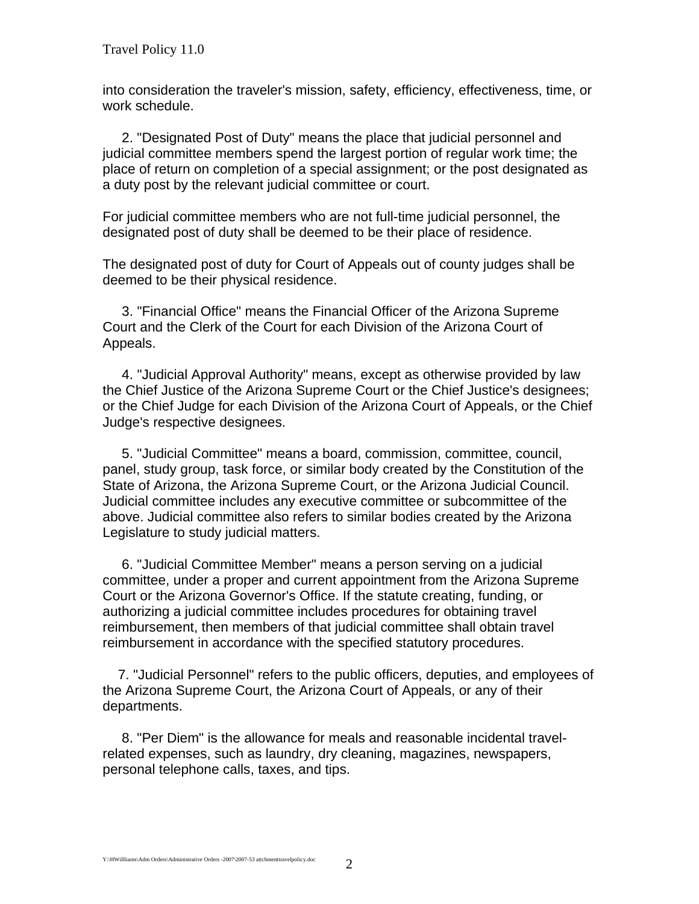into consideration the traveler's mission, safety, efficiency, effectiveness, time, or work schedule.

2. "Designated Post of Duty" means the place that judicial personnel and judicial committee members spend the largest portion of regular work time; the place of return on completion of a special assignment; or the post designated as a duty post by the relevant judicial committee or court.

For judicial committee members who are not full-time judicial personnel, the designated post of duty shall be deemed to be their place of residence.

The designated post of duty for Court of Appeals out of county judges shall be deemed to be their physical residence.

3. "Financial Office" means the Financial Officer of the Arizona Supreme Court and the Clerk of the Court for each Division of the Arizona Court of Appeals.

4. "Judicial Approval Authority" means, except as otherwise provided by law the Chief Justice of the Arizona Supreme Court or the Chief Justice's designees; or the Chief Judge for each Division of the Arizona Court of Appeals, or the Chief Judge's respective designees.

5. "Judicial Committee" means a board, commission, committee, council, panel, study group, task force, or similar body created by the Constitution of the State of Arizona, the Arizona Supreme Court, or the Arizona Judicial Council. Judicial committee includes any executive committee or subcommittee of the above. Judicial committee also refers to similar bodies created by the Arizona Legislature to study judicial matters.

6. "Judicial Committee Member" means a person serving on a judicial committee, under a proper and current appointment from the Arizona Supreme Court or the Arizona Governor's Office. If the statute creating, funding, or authorizing a judicial committee includes procedures for obtaining travel reimbursement, then members of that judicial committee shall obtain travel reimbursement in accordance with the specified statutory procedures.

7. "Judicial Personnel" refers to the public officers, deputies, and employees of the Arizona Supreme Court, the Arizona Court of Appeals, or any of their departments.

8. "Per Diem" is the allowance for meals and reasonable incidental travel-related expenses, such as laundry, dry cleaning, magazines, newspapers, personal telephone calls, taxes, and tips.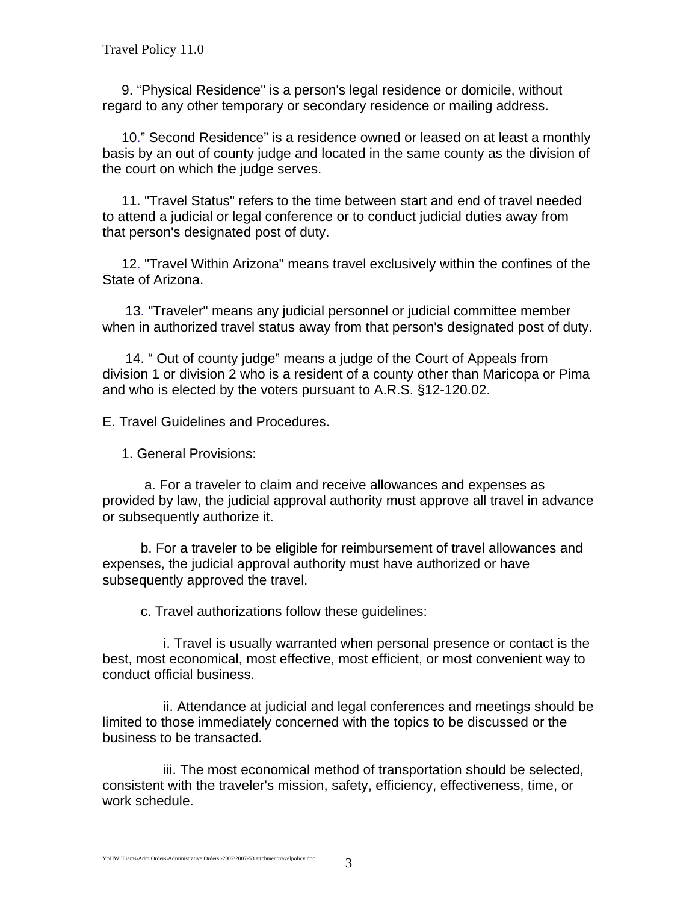9. “Physical Residence" is a person's legal residence or domicile, without regard to any other temporary or secondary residence or mailing address.

10.” Second Residence” is a residence owned or leased on at least a monthly basis by an out of county judge and located in the same county as the division of the court on which the judge serves.

11. "Travel Status" refers to the time between start and end of travel needed to attend a judicial or legal conference or to conduct judicial duties away from that person's designated post of duty.

12. "Travel Within Arizona" means travel exclusively within the confines of the State of Arizona.

13. "Traveler" means any judicial personnel or judicial committee member when in authorized travel status away from that person's designated post of duty.

14. “ Out of county judge” means a judge of the Court of Appeals from division 1 or division 2 who is a resident of a county other than Maricopa or Pima and who is elected by the voters pursuant to A.R.S. §12-120.02.

E. Travel Guidelines and Procedures.

1. General Provisions:

a. For a traveler to claim and receive allowances and expenses as provided by law, the judicial approval authority must approve all travel in advance or subsequently authorize it.

b. For a traveler to be eligible for reimbursement of travel allowances and expenses, the judicial approval authority must have authorized or have subsequently approved the travel.

c. Travel authorizations follow these guidelines:

i. Travel is usually warranted when personal presence or contact is the best, most economical, most effective, most efficient, or most convenient way to conduct official business.

ii. Attendance at judicial and legal conferences and meetings should be limited to those immediately concerned with the topics to be discussed or the business to be transacted.

iii. The most economical method of transportation should be selected, consistent with the traveler's mission, safety, efficiency, effectiveness, time, or work schedule.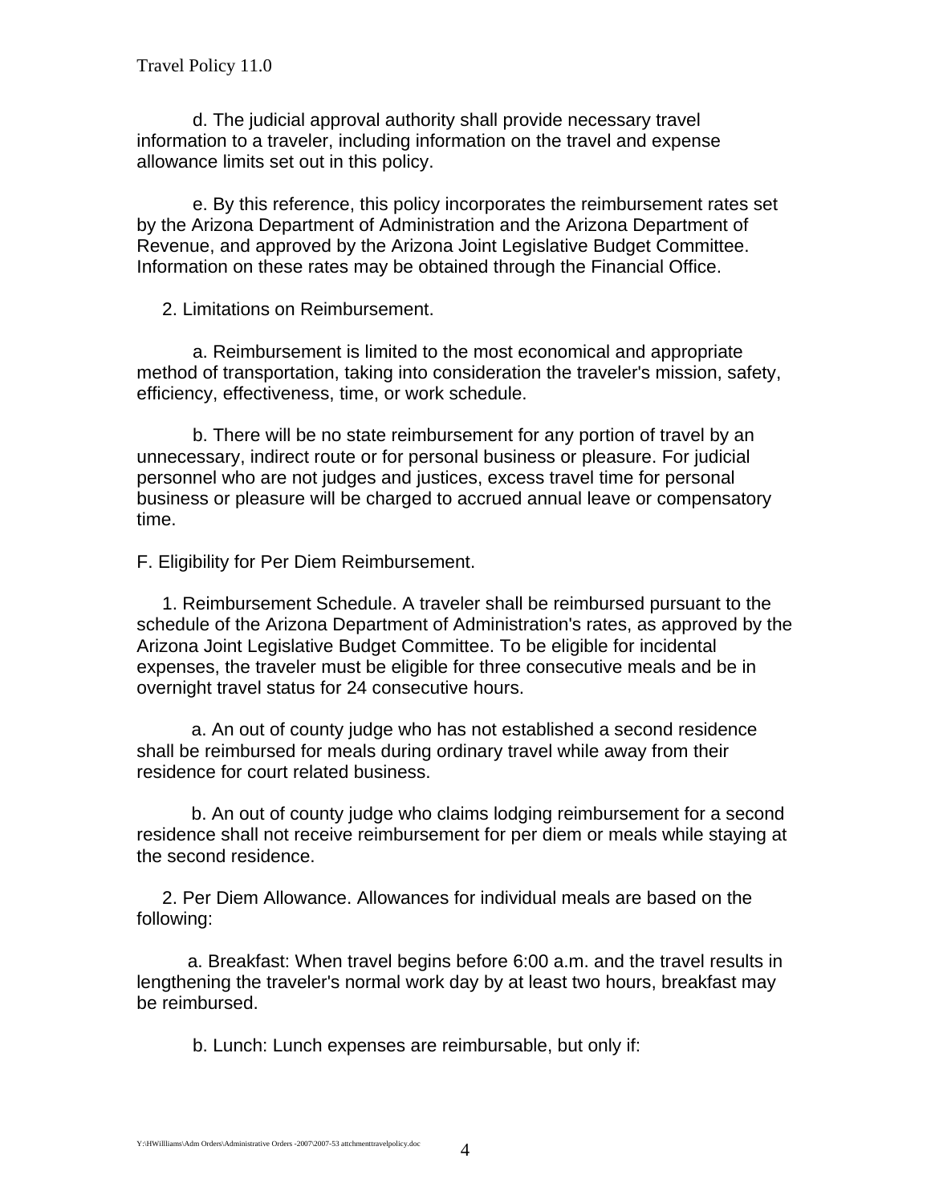d. The judicial approval authority shall provide necessary travel information to a traveler, including information on the travel and expense allowance limits set out in this policy.

e. By this reference, this policy incorporates the reimbursement rates set by the Arizona Department of Administration and the Arizona Department of Revenue, and approved by the Arizona Joint Legislative Budget Committee. Information on these rates may be obtained through the Financial Office.

2. Limitations on Reimbursement.

a. Reimbursement is limited to the most economical and appropriate method of transportation, taking into consideration the traveler's mission, safety, efficiency, effectiveness, time, or work schedule.

b. There will be no state reimbursement for any portion of travel by an unnecessary, indirect route or for personal business or pleasure. For judicial personnel who are not judges and justices, excess travel time for personal business or pleasure will be charged to accrued annual leave or compensatory time.

F. Eligibility for Per Diem Reimbursement.

1. Reimbursement Schedule. A traveler shall be reimbursed pursuant to the schedule of the Arizona Department of Administration's rates, as approved by the Arizona Joint Legislative Budget Committee. To be eligible for incidental expenses, the traveler must be eligible for three consecutive meals and be in overnight travel status for 24 consecutive hours.

a. An out of county judge who has not established a second residence shall be reimbursed for meals during ordinary travel while away from their residence for court related business.

b. An out of county judge who claims lodging reimbursement for a second residence shall not receive reimbursement for per diem or meals while staying at the second residence.

2. Per Diem Allowance. Allowances for individual meals are based on the following:

a. Breakfast: When travel begins before 6:00 a.m. and the travel results in lengthening the traveler's normal work day by at least two hours, breakfast may be reimbursed.

b. Lunch: Lunch expenses are reimbursable, but only if: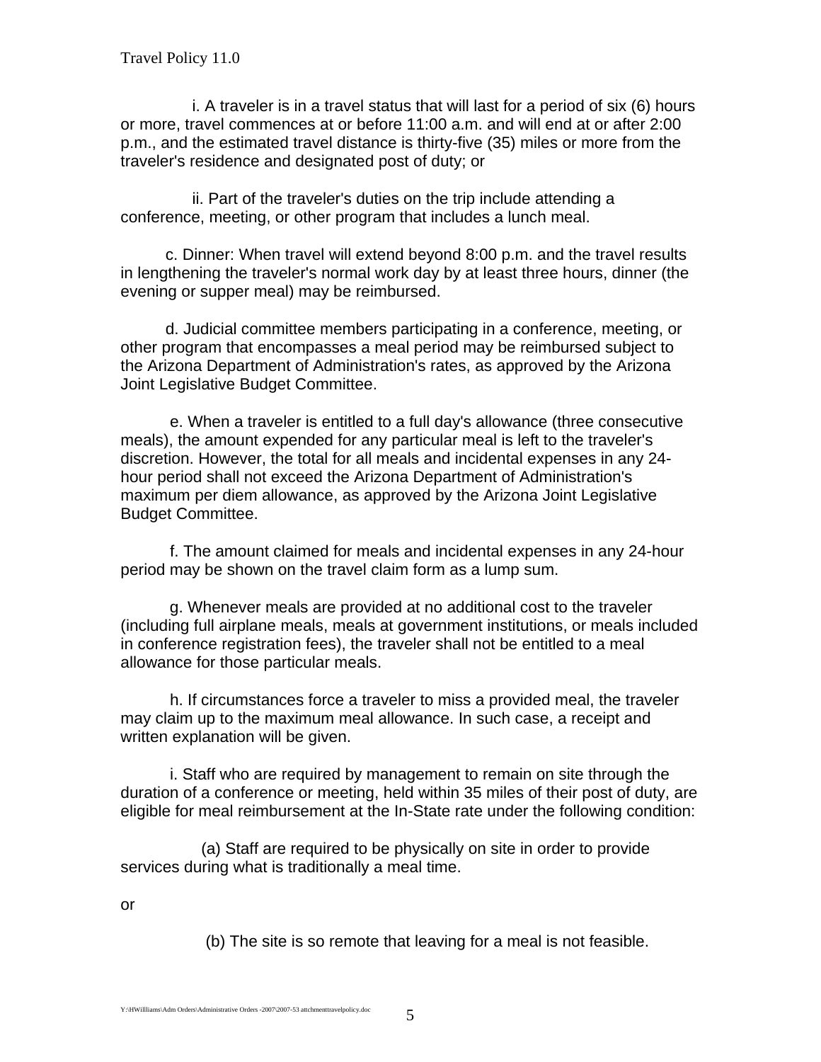i. A traveler is in a travel status that will last for a period of six (6) hours or more, travel commences at or before 11:00 a.m. and will end at or after 2:00 p.m., and the estimated travel distance is thirty-five (35) miles or more from the traveler's residence and designated post of duty; or

ii. Part of the traveler's duties on the trip include attending a conference, meeting, or other program that includes a lunch meal.

c. Dinner: When travel will extend beyond 8:00 p.m. and the travel results in lengthening the traveler's normal work day by at least three hours, dinner (the evening or supper meal) may be reimbursed.

d. Judicial committee members participating in a conference, meeting, or other program that encompasses a meal period may be reimbursed subject to the Arizona Department of Administration's rates, as approved by the Arizona Joint Legislative Budget Committee.

e. When a traveler is entitled to a full day's allowance (three consecutive meals), the amount expended for any particular meal is left to the traveler's discretion. However, the total for all meals and incidental expenses in any 24-hour period shall not exceed the Arizona Department of Administration's maximum per diem allowance, as approved by the Arizona Joint Legislative Budget Committee.

f. The amount claimed for meals and incidental expenses in any 24-hour period may be shown on the travel claim form as a lump sum.

g. Whenever meals are provided at no additional cost to the traveler (including full airplane meals, meals at government institutions, or meals included in conference registration fees), the traveler shall not be entitled to a meal allowance for those particular meals.

h. If circumstances force a traveler to miss a provided meal, the traveler may claim up to the maximum meal allowance. In such case, a receipt and written explanation will be given.

i. Staff who are required by management to remain on site through the duration of a conference or meeting, held within 35 miles of their post of duty, are eligible for meal reimbursement at the In-State rate under the following condition:

(a) Staff are required to be physically on site in order to provide services during what is traditionally a meal time.

or

(b) The site is so remote that leaving for a meal is not feasible.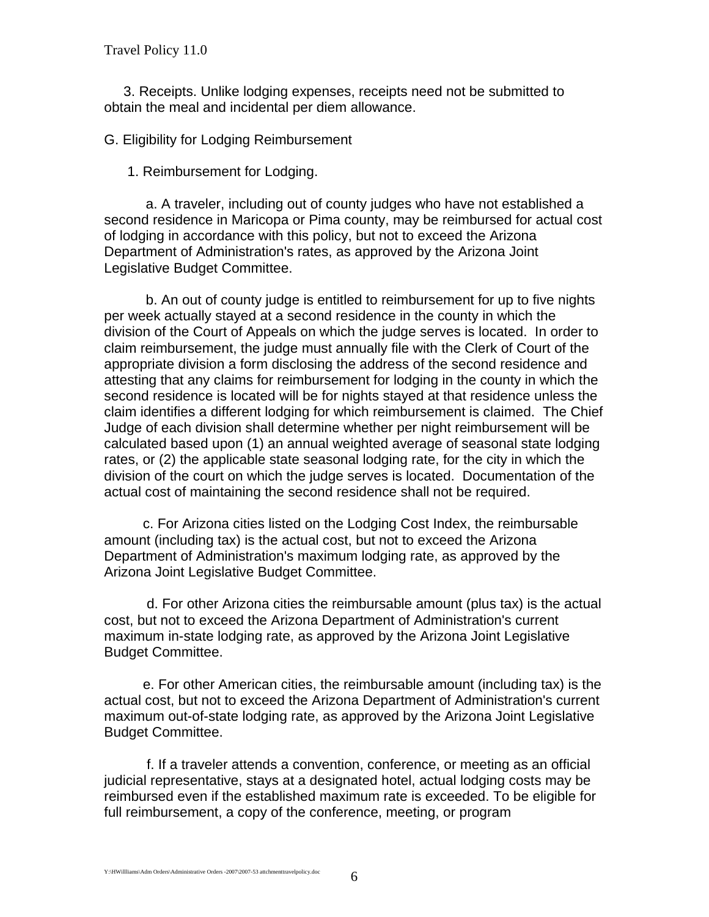3. Receipts. Unlike lodging expenses, receipts need not be submitted to obtain the meal and incidental per diem allowance.

G. Eligibility for Lodging Reimbursement

1. Reimbursement for Lodging.

a. A traveler, including out of county judges who have not established a second residence in Maricopa or Pima county, may be reimbursed for actual cost of lodging in accordance with this policy, but not to exceed the Arizona Department of Administration's rates, as approved by the Arizona Joint Legislative Budget Committee.

b. An out of county judge is entitled to reimbursement for up to five nights per week actually stayed at a second residence in the county in which the division of the Court of Appeals on which the judge serves is located. In order to claim reimbursement, the judge must annually file with the Clerk of Court of the appropriate division a form disclosing the address of the second residence and attesting that any claims for reimbursement for lodging in the county in which the second residence is located will be for nights stayed at that residence unless the claim identifies a different lodging for which reimbursement is claimed. The Chief Judge of each division shall determine whether per night reimbursement will be calculated based upon (1) an annual weighted average of seasonal state lodging rates, or (2) the applicable state seasonal lodging rate, for the city in which the division of the court on which the judge serves is located. Documentation of the actual cost of maintaining the second residence shall not be required.

c. For Arizona cities listed on the Lodging Cost Index, the reimbursable amount (including tax) is the actual cost, but not to exceed the Arizona Department of Administration's maximum lodging rate, as approved by the Arizona Joint Legislative Budget Committee.

d. For other Arizona cities the reimbursable amount (plus tax) is the actual cost, but not to exceed the Arizona Department of Administration's current maximum in-state lodging rate, as approved by the Arizona Joint Legislative Budget Committee.

e. For other American cities, the reimbursable amount (including tax) is the actual cost, but not to exceed the Arizona Department of Administration's current maximum out-of-state lodging rate, as approved by the Arizona Joint Legislative Budget Committee.

f. If a traveler attends a convention, conference, or meeting as an official judicial representative, stays at a designated hotel, actual lodging costs may be reimbursed even if the established maximum rate is exceeded. To be eligible for full reimbursement, a copy of the conference, meeting, or program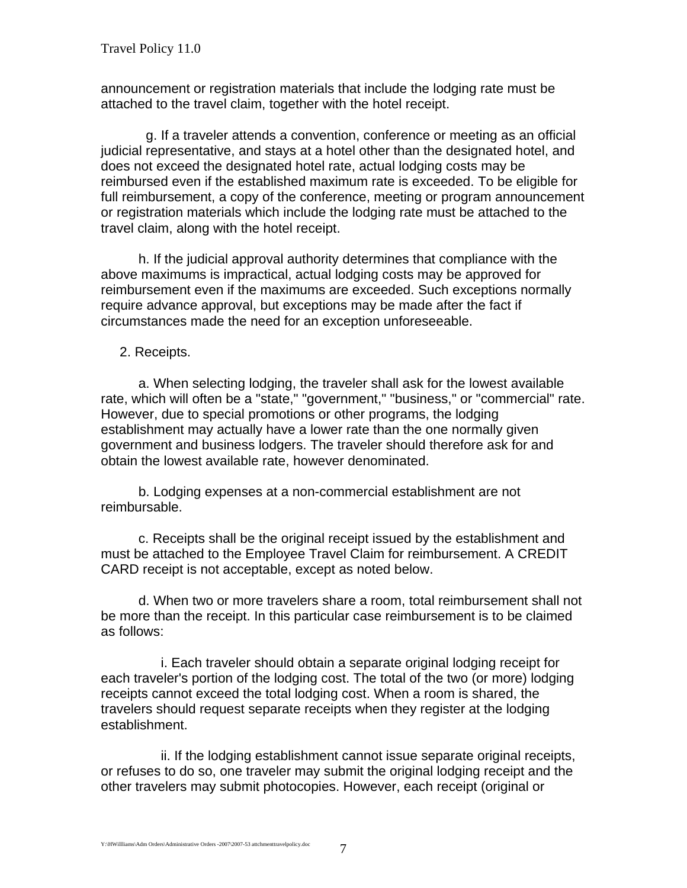announcement or registration materials that include the lodging rate must be attached to the travel claim, together with the hotel receipt.

g. If a traveler attends a convention, conference or meeting as an official judicial representative, and stays at a hotel other than the designated hotel, and does not exceed the designated hotel rate, actual lodging costs may be reimbursed even if the established maximum rate is exceeded. To be eligible for full reimbursement, a copy of the conference, meeting or program announcement or registration materials which include the lodging rate must be attached to the travel claim, along with the hotel receipt.

h. If the judicial approval authority determines that compliance with the above maximums is impractical, actual lodging costs may be approved for reimbursement even if the maximums are exceeded. Such exceptions normally require advance approval, but exceptions may be made after the fact if circumstances made the need for an exception unforeseeable.

2. Receipts.

a. When selecting lodging, the traveler shall ask for the lowest available rate, which will often be a "state," "government," "business," or "commercial" rate. However, due to special promotions or other programs, the lodging establishment may actually have a lower rate than the one normally given government and business lodgers. The traveler should therefore ask for and obtain the lowest available rate, however denominated.

b. Lodging expenses at a non-commercial establishment are not reimbursable.

c. Receipts shall be the original receipt issued by the establishment and must be attached to the Employee Travel Claim for reimbursement. A CREDIT CARD receipt is not acceptable, except as noted below.

d. When two or more travelers share a room, total reimbursement shall not be more than the receipt. In this particular case reimbursement is to be claimed as follows:

i. Each traveler should obtain a separate original lodging receipt for each traveler's portion of the lodging cost. The total of the two (or more) lodging receipts cannot exceed the total lodging cost. When a room is shared, the travelers should request separate receipts when they register at the lodging establishment.

ii. If the lodging establishment cannot issue separate original receipts, or refuses to do so, one traveler may submit the original lodging receipt and the other travelers may submit photocopies. However, each receipt (original or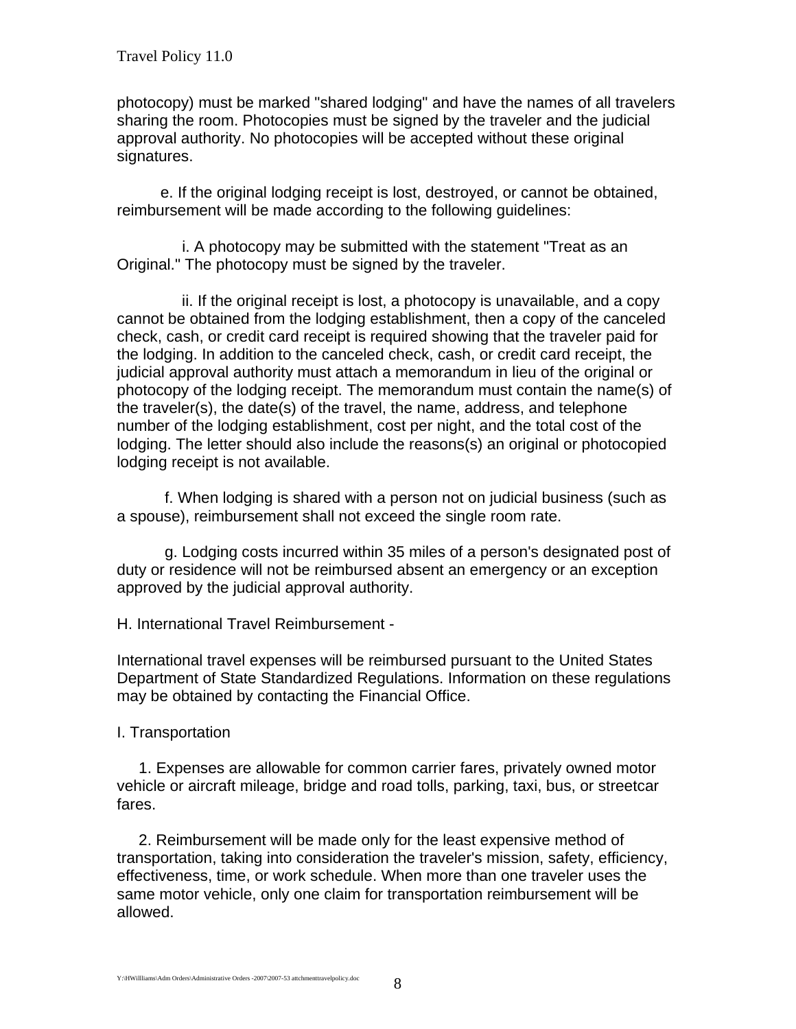photocopy) must be marked "shared lodging" and have the names of all travelers sharing the room. Photocopies must be signed by the traveler and the judicial approval authority. No photocopies will be accepted without these original signatures.

e. If the original lodging receipt is lost, destroyed, or cannot be obtained, reimbursement will be made according to the following guidelines:

i. A photocopy may be submitted with the statement "Treat as an Original." The photocopy must be signed by the traveler.

ii. If the original receipt is lost, a photocopy is unavailable, and a copy cannot be obtained from the lodging establishment, then a copy of the canceled check, cash, or credit card receipt is required showing that the traveler paid for the lodging. In addition to the canceled check, cash, or credit card receipt, the judicial approval authority must attach a memorandum in lieu of the original or photocopy of the lodging receipt. The memorandum must contain the name(s) of the traveler(s), the date(s) of the travel, the name, address, and telephone number of the lodging establishment, cost per night, and the total cost of the lodging. The letter should also include the reasons(s) an original or photocopied lodging receipt is not available.

f. When lodging is shared with a person not on judicial business (such as a spouse), reimbursement shall not exceed the single room rate.

g. Lodging costs incurred within 35 miles of a person's designated post of duty or residence will not be reimbursed absent an emergency or an exception approved by the judicial approval authority.

H. International Travel Reimbursement -

International travel expenses will be reimbursed pursuant to the United States Department of State Standardized Regulations. Information on these regulations may be obtained by contacting the Financial Office.

I. Transportation

1. Expenses are allowable for common carrier fares, privately owned motor vehicle or aircraft mileage, bridge and road tolls, parking, taxi, bus, or streetcar fares.

2. Reimbursement will be made only for the least expensive method of transportation, taking into consideration the traveler's mission, safety, efficiency, effectiveness, time, or work schedule. When more than one traveler uses the same motor vehicle, only one claim for transportation reimbursement will be allowed.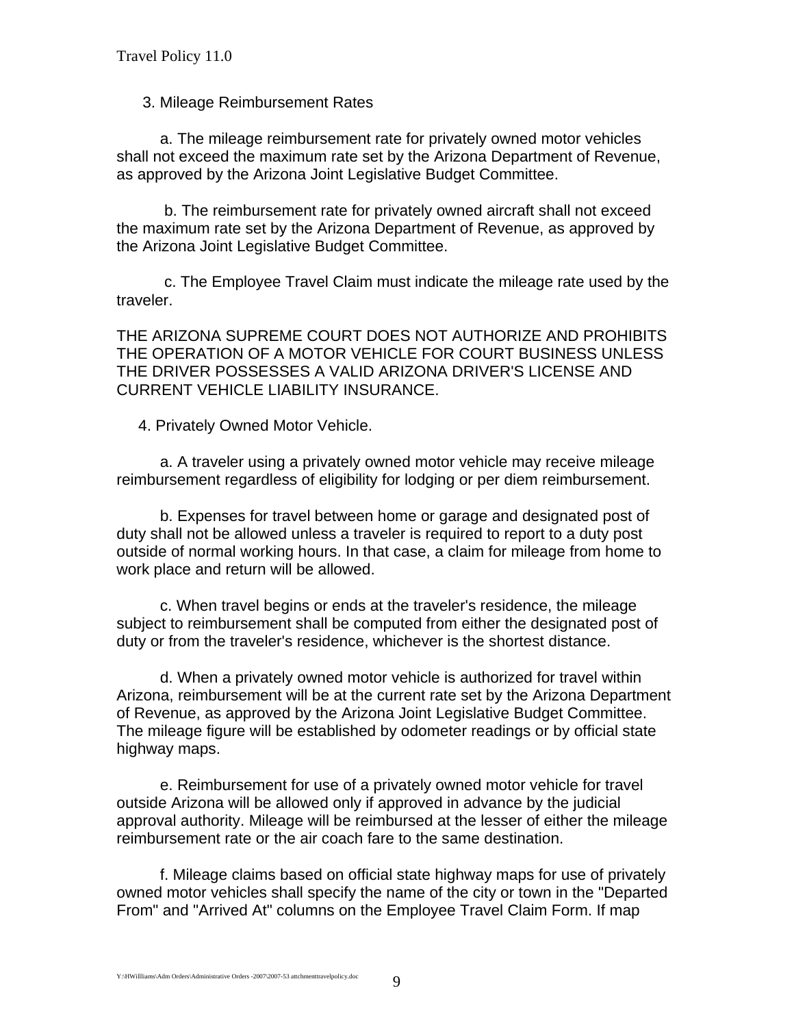3. Mileage Reimbursement Rates

a. The mileage reimbursement rate for privately owned motor vehicles shall not exceed the maximum rate set by the Arizona Department of Revenue, as approved by the Arizona Joint Legislative Budget Committee.

b. The reimbursement rate for privately owned aircraft shall not exceed the maximum rate set by the Arizona Department of Revenue, as approved by the Arizona Joint Legislative Budget Committee.

c. The Employee Travel Claim must indicate the mileage rate used by the traveler.

THE ARIZONA SUPREME COURT DOES NOT AUTHORIZE AND PROHIBITS THE OPERATION OF A MOTOR VEHICLE FOR COURT BUSINESS UNLESS THE DRIVER POSSESSES A VALID ARIZONA DRIVER'S LICENSE AND CURRENT VEHICLE LIABILITY INSURANCE.

4. Privately Owned Motor Vehicle.

a. A traveler using a privately owned motor vehicle may receive mileage reimbursement regardless of eligibility for lodging or per diem reimbursement.

b. Expenses for travel between home or garage and designated post of duty shall not be allowed unless a traveler is required to report to a duty post outside of normal working hours. In that case, a claim for mileage from home to work place and return will be allowed.

c. When travel begins or ends at the traveler's residence, the mileage subject to reimbursement shall be computed from either the designated post of duty or from the traveler's residence, whichever is the shortest distance.

d. When a privately owned motor vehicle is authorized for travel within Arizona, reimbursement will be at the current rate set by the Arizona Department of Revenue, as approved by the Arizona Joint Legislative Budget Committee. The mileage figure will be established by odometer readings or by official state highway maps.

e. Reimbursement for use of a privately owned motor vehicle for travel outside Arizona will be allowed only if approved in advance by the judicial approval authority. Mileage will be reimbursed at the lesser of either the mileage reimbursement rate or the air coach fare to the same destination.

f. Mileage claims based on official state highway maps for use of privately owned motor vehicles shall specify the name of the city or town in the "Departed From" and "Arrived At" columns on the Employee Travel Claim Form. If map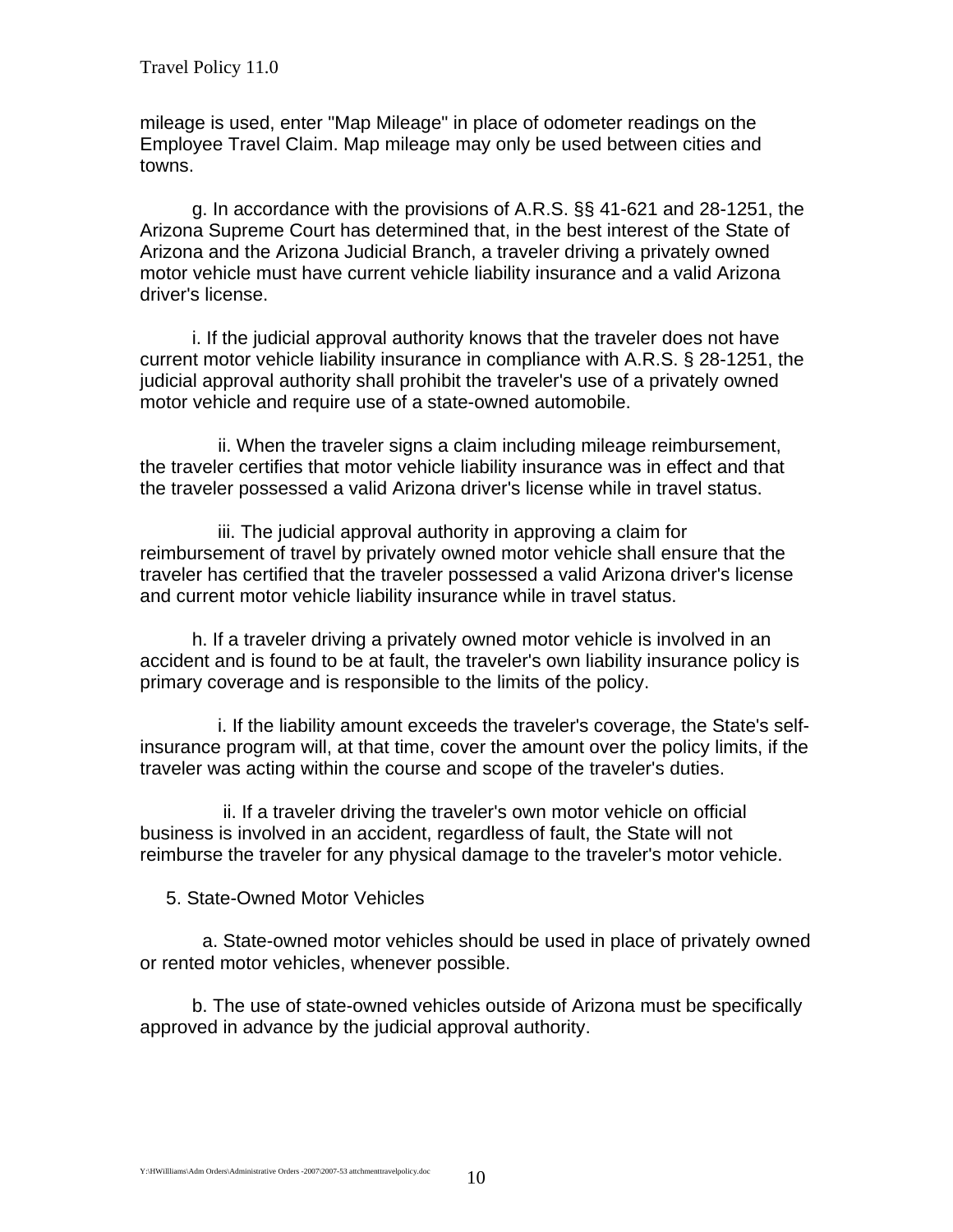mileage is used, enter "Map Mileage" in place of odometer readings on the Employee Travel Claim. Map mileage may only be used between cities and towns.

g. In accordance with the provisions of A.R.S. §§ 41-621 and 28-1251, the Arizona Supreme Court has determined that, in the best interest of the State of Arizona and the Arizona Judicial Branch, a traveler driving a privately owned motor vehicle must have current vehicle liability insurance and a valid Arizona driver's license.

i. If the judicial approval authority knows that the traveler does not have current motor vehicle liability insurance in compliance with A.R.S. § 28-1251, the judicial approval authority shall prohibit the traveler's use of a privately owned motor vehicle and require use of a state-owned automobile.

ii. When the traveler signs a claim including mileage reimbursement, the traveler certifies that motor vehicle liability insurance was in effect and that the traveler possessed a valid Arizona driver's license while in travel status.

iii. The judicial approval authority in approving a claim for reimbursement of travel by privately owned motor vehicle shall ensure that the traveler has certified that the traveler possessed a valid Arizona driver's license and current motor vehicle liability insurance while in travel status.

h. If a traveler driving a privately owned motor vehicle is involved in an accident and is found to be at fault, the traveler's own liability insurance policy is primary coverage and is responsible to the limits of the policy.

i. If the liability amount exceeds the traveler's coverage, the State's self-insurance program will, at that time, cover the amount over the policy limits, if the traveler was acting within the course and scope of the traveler's duties.

ii. If a traveler driving the traveler's own motor vehicle on official business is involved in an accident, regardless of fault, the State will not reimburse the traveler for any physical damage to the traveler's motor vehicle.

5. State-Owned Motor Vehicles

a. State-owned motor vehicles should be used in place of privately owned or rented motor vehicles, whenever possible.

b. The use of state-owned vehicles outside of Arizona must be specifically approved in advance by the judicial approval authority.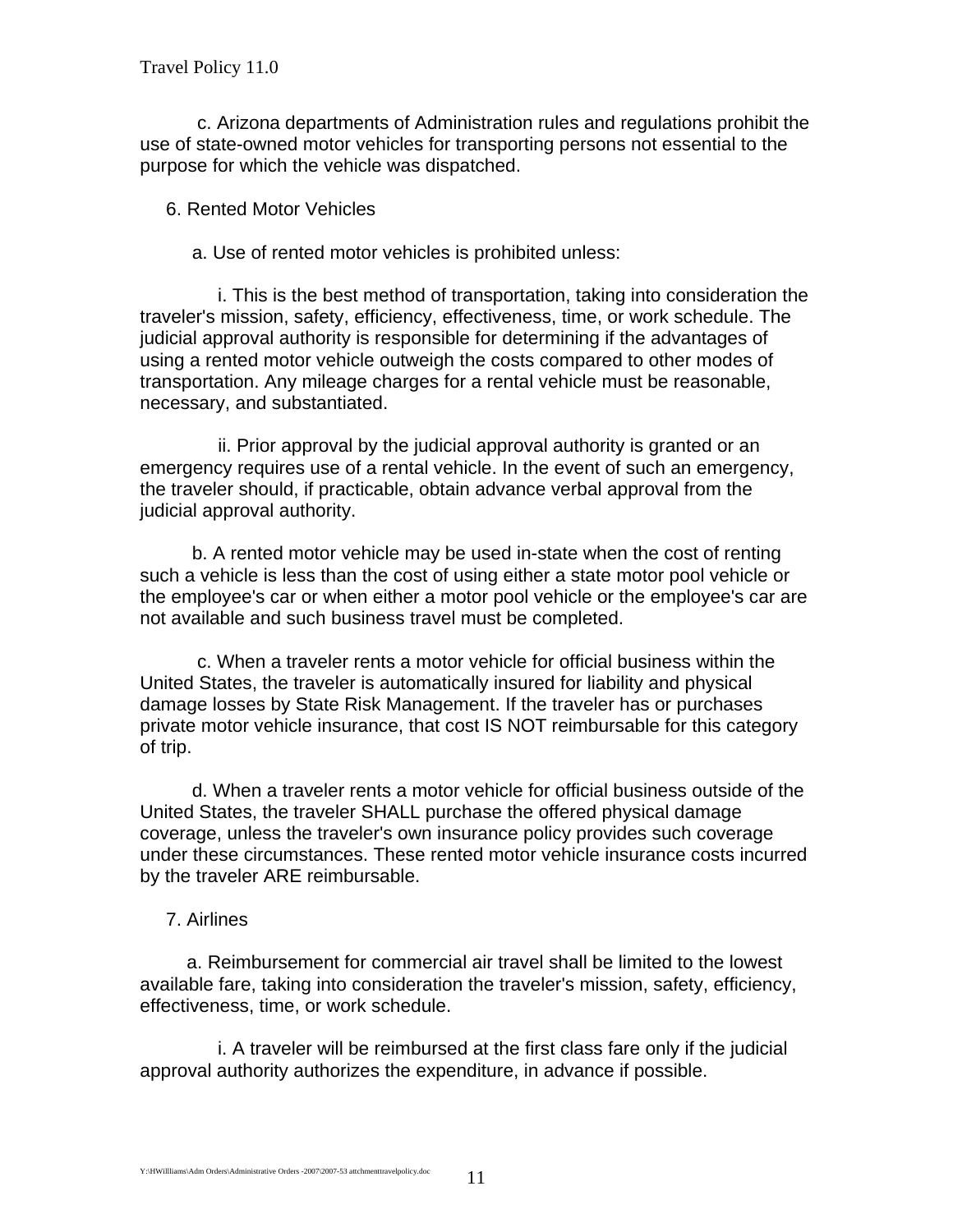c. Arizona departments of Administration rules and regulations prohibit the use of state-owned motor vehicles for transporting persons not essential to the purpose for which the vehicle was dispatched.

6. Rented Motor Vehicles

a. Use of rented motor vehicles is prohibited unless:

i. This is the best method of transportation, taking into consideration the traveler's mission, safety, efficiency, effectiveness, time, or work schedule. The judicial approval authority is responsible for determining if the advantages of using a rented motor vehicle outweigh the costs compared to other modes of transportation. Any mileage charges for a rental vehicle must be reasonable, necessary, and substantiated.

ii. Prior approval by the judicial approval authority is granted or an emergency requires use of a rental vehicle. In the event of such an emergency, the traveler should, if practicable, obtain advance verbal approval from the judicial approval authority.

b. A rented motor vehicle may be used in-state when the cost of renting such a vehicle is less than the cost of using either a state motor pool vehicle or the employee's car or when either a motor pool vehicle or the employee's car are not available and such business travel must be completed.

c. When a traveler rents a motor vehicle for official business within the United States, the traveler is automatically insured for liability and physical damage losses by State Risk Management. If the traveler has or purchases private motor vehicle insurance, that cost IS NOT reimbursable for this category of trip.

d. When a traveler rents a motor vehicle for official business outside of the United States, the traveler SHALL purchase the offered physical damage coverage, unless the traveler's own insurance policy provides such coverage under these circumstances. These rented motor vehicle insurance costs incurred by the traveler ARE reimbursable.

7. Airlines

a. Reimbursement for commercial air travel shall be limited to the lowest available fare, taking into consideration the traveler's mission, safety, efficiency, effectiveness, time, or work schedule.

i. A traveler will be reimbursed at the first class fare only if the judicial approval authority authorizes the expenditure, in advance if possible.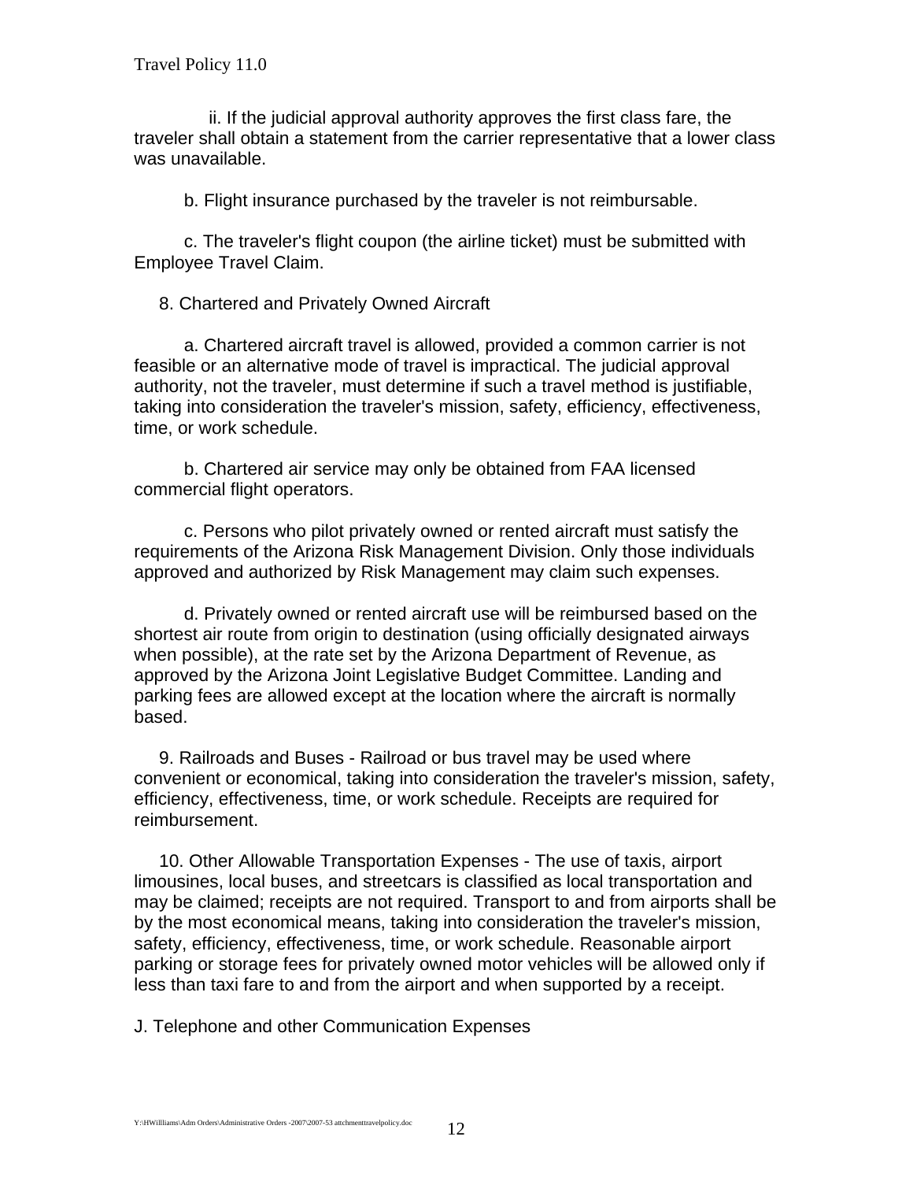ii. If the judicial approval authority approves the first class fare, the traveler shall obtain a statement from the carrier representative that a lower class was unavailable.

b. Flight insurance purchased by the traveler is not reimbursable.

c. The traveler's flight coupon (the airline ticket) must be submitted with Employee Travel Claim.

8. Chartered and Privately Owned Aircraft

a. Chartered aircraft travel is allowed, provided a common carrier is not feasible or an alternative mode of travel is impractical. The judicial approval authority, not the traveler, must determine if such a travel method is justifiable, taking into consideration the traveler's mission, safety, efficiency, effectiveness, time, or work schedule.

b. Chartered air service may only be obtained from FAA licensed commercial flight operators.

c. Persons who pilot privately owned or rented aircraft must satisfy the requirements of the Arizona Risk Management Division. Only those individuals approved and authorized by Risk Management may claim such expenses.

d. Privately owned or rented aircraft use will be reimbursed based on the shortest air route from origin to destination (using officially designated airways when possible), at the rate set by the Arizona Department of Revenue, as approved by the Arizona Joint Legislative Budget Committee. Landing and parking fees are allowed except at the location where the aircraft is normally based.

9. Railroads and Buses - Railroad or bus travel may be used where convenient or economical, taking into consideration the traveler's mission, safety, efficiency, effectiveness, time, or work schedule. Receipts are required for reimbursement.

10. Other Allowable Transportation Expenses - The use of taxis, airport limousines, local buses, and streetcars is classified as local transportation and may be claimed; receipts are not required. Transport to and from airports shall be by the most economical means, taking into consideration the traveler's mission, safety, efficiency, effectiveness, time, or work schedule. Reasonable airport parking or storage fees for privately owned motor vehicles will be allowed only if less than taxi fare to and from the airport and when supported by a receipt.

J. Telephone and other Communication Expenses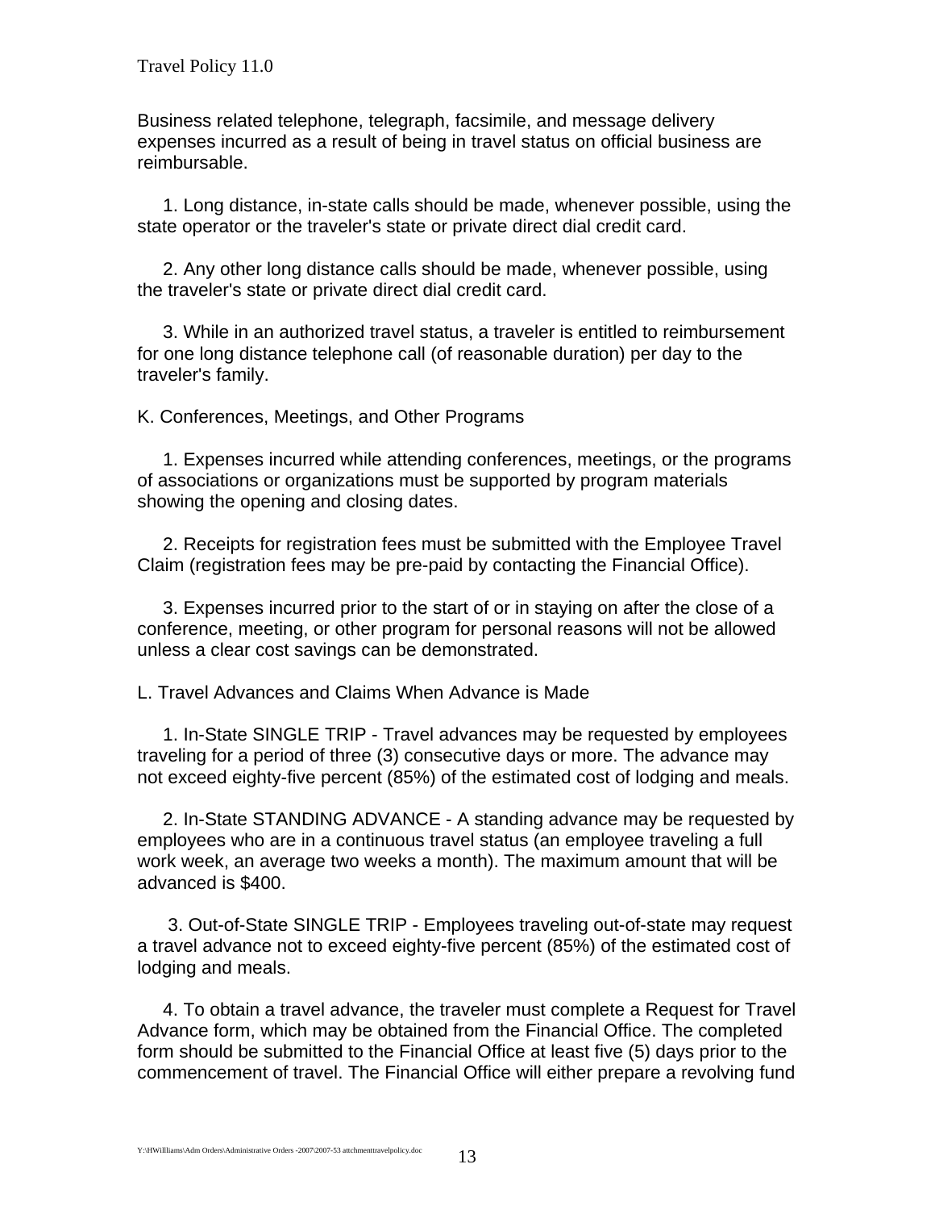Business related telephone, telegraph, facsimile, and message delivery expenses incurred as a result of being in travel status on official business are reimbursable.

1. Long distance, in-state calls should be made, whenever possible, using the state operator or the traveler's state or private direct dial credit card.

2. Any other long distance calls should be made, whenever possible, using the traveler's state or private direct dial credit card.

3. While in an authorized travel status, a traveler is entitled to reimbursement for one long distance telephone call (of reasonable duration) per day to the traveler's family.

K. Conferences, Meetings, and Other Programs

1. Expenses incurred while attending conferences, meetings, or the programs of associations or organizations must be supported by program materials showing the opening and closing dates.

2. Receipts for registration fees must be submitted with the Employee Travel Claim (registration fees may be pre-paid by contacting the Financial Office).

3. Expenses incurred prior to the start of or in staying on after the close of a conference, meeting, or other program for personal reasons will not be allowed unless a clear cost savings can be demonstrated.

L. Travel Advances and Claims When Advance is Made

1. In-State SINGLE TRIP - Travel advances may be requested by employees traveling for a period of three (3) consecutive days or more. The advance may not exceed eighty-five percent (85%) of the estimated cost of lodging and meals.

2. In-State STANDING ADVANCE - A standing advance may be requested by employees who are in a continuous travel status (an employee traveling a full work week, an average two weeks a month). The maximum amount that will be advanced is $400.

3. Out-of-State SINGLE TRIP - Employees traveling out-of-state may request a travel advance not to exceed eighty-five percent (85%) of the estimated cost of lodging and meals.

4. To obtain a travel advance, the traveler must complete a Request for Travel Advance form, which may be obtained from the Financial Office. The completed form should be submitted to the Financial Office at least five (5) days prior to the commencement of travel. The Financial Office will either prepare a revolving fund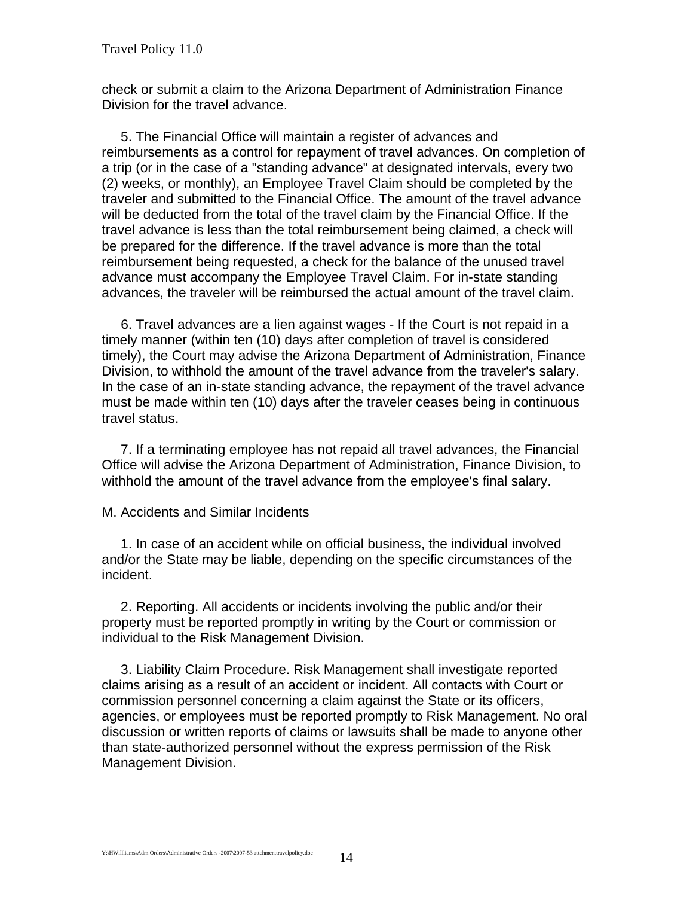check or submit a claim to the Arizona Department of Administration Finance Division for the travel advance.

5. The Financial Office will maintain a register of advances and reimbursements as a control for repayment of travel advances. On completion of a trip (or in the case of a "standing advance" at designated intervals, every two (2) weeks, or monthly), an Employee Travel Claim should be completed by the traveler and submitted to the Financial Office. The amount of the travel advance will be deducted from the total of the travel claim by the Financial Office. If the travel advance is less than the total reimbursement being claimed, a check will be prepared for the difference. If the travel advance is more than the total reimbursement being requested, a check for the balance of the unused travel advance must accompany the Employee Travel Claim. For in-state standing advances, the traveler will be reimbursed the actual amount of the travel claim.

6. Travel advances are a lien against wages - If the Court is not repaid in a timely manner (within ten (10) days after completion of travel is considered timely), the Court may advise the Arizona Department of Administration, Finance Division, to withhold the amount of the travel advance from the traveler's salary. In the case of an in-state standing advance, the repayment of the travel advance must be made within ten (10) days after the traveler ceases being in continuous travel status.

7. If a terminating employee has not repaid all travel advances, the Financial Office will advise the Arizona Department of Administration, Finance Division, to withhold the amount of the travel advance from the employee's final salary.

M. Accidents and Similar Incidents

1. In case of an accident while on official business, the individual involved and/or the State may be liable, depending on the specific circumstances of the incident.

2. Reporting. All accidents or incidents involving the public and/or their property must be reported promptly in writing by the Court or commission or individual to the Risk Management Division.

3. Liability Claim Procedure. Risk Management shall investigate reported claims arising as a result of an accident or incident. All contacts with Court or commission personnel concerning a claim against the State or its officers, agencies, or employees must be reported promptly to Risk Management. No oral discussion or written reports of claims or lawsuits shall be made to anyone other than state-authorized personnel without the express permission of the Risk Management Division.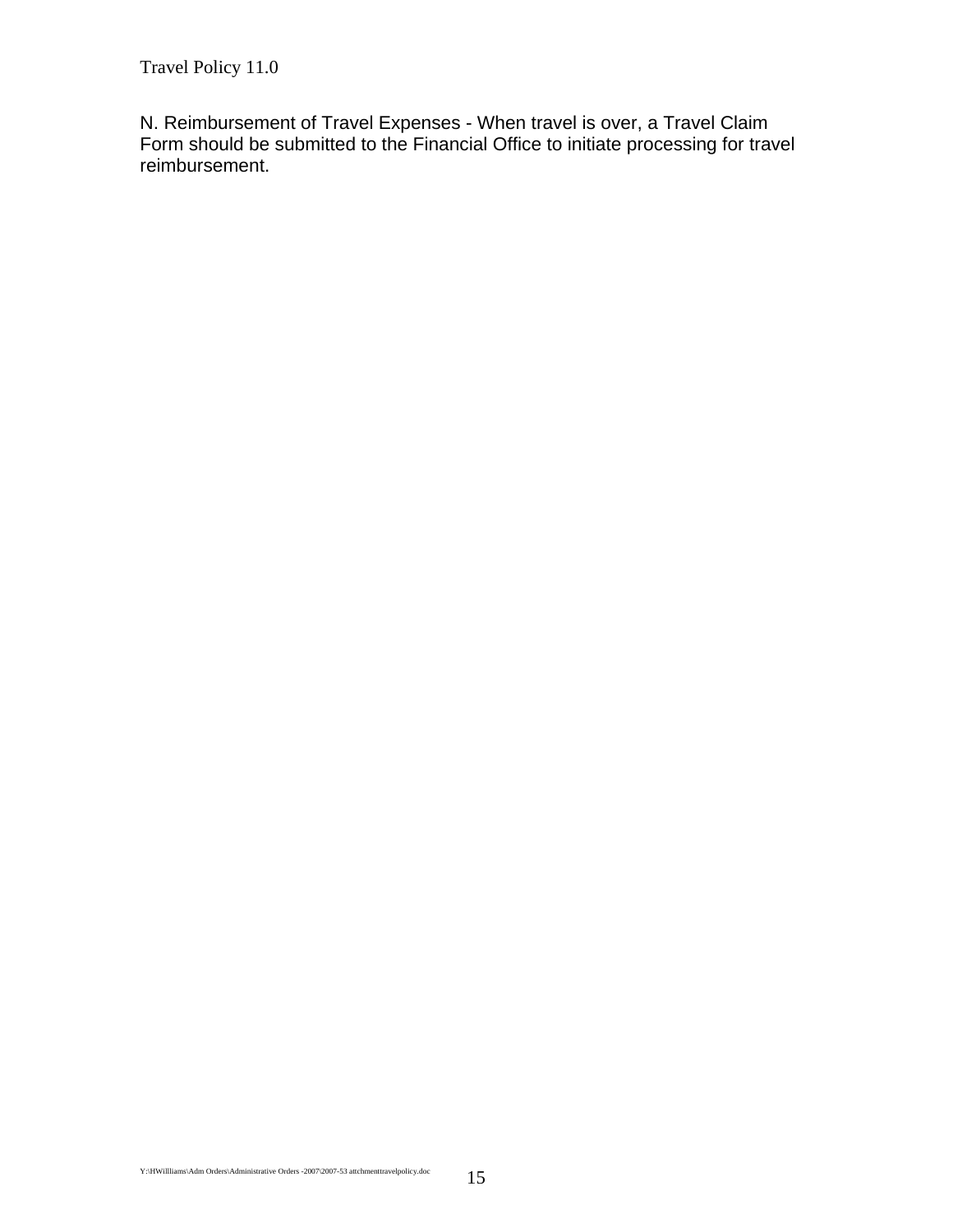N. Reimbursement of Travel Expenses - When travel is over, a Travel Claim Form should be submitted to the Financial Office to initiate processing for travel reimbursement.